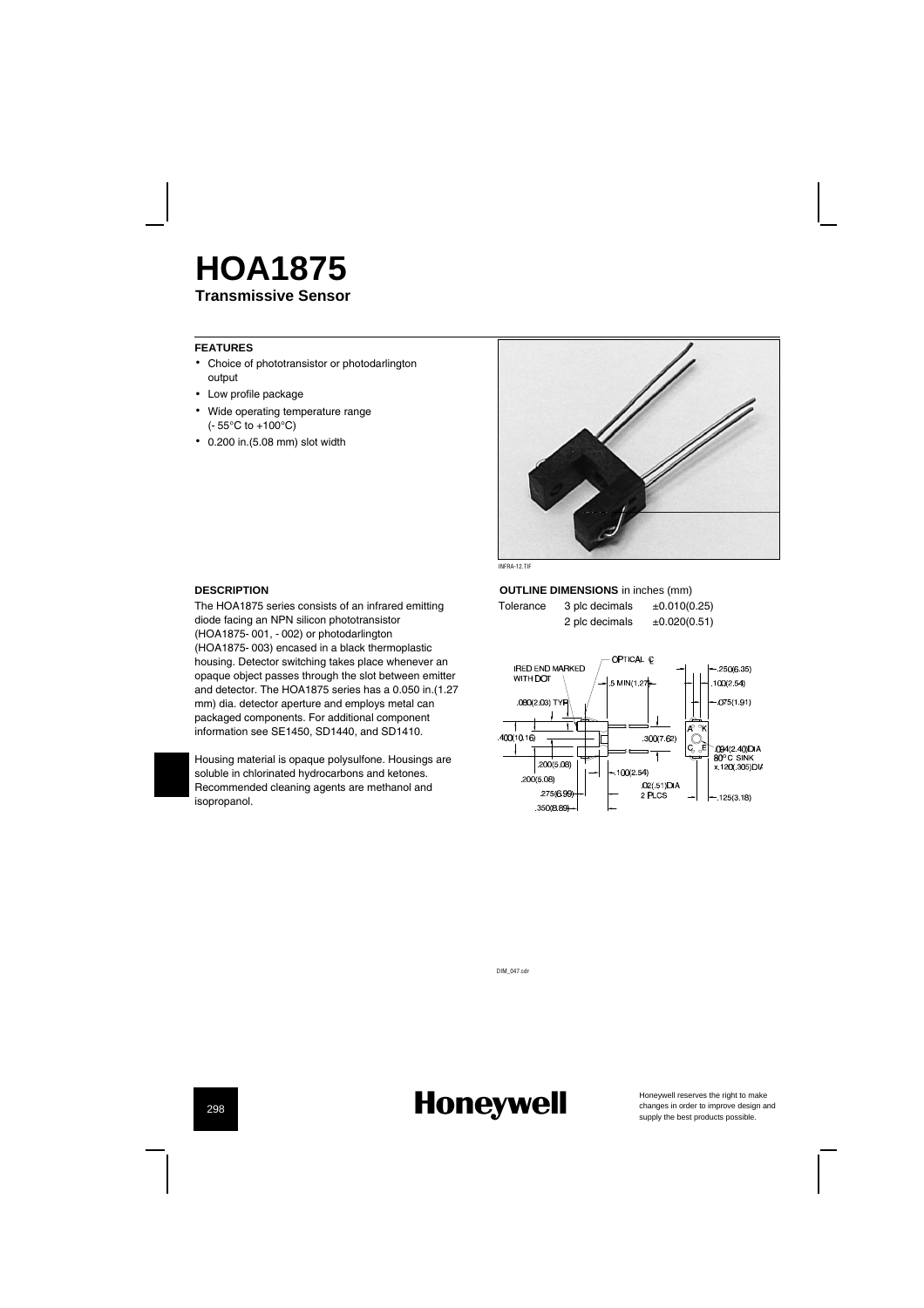# HOA1875

**Transmissive Sensor**

### FEATURES

- Choice of phototransistor or photodarlington output
- Low profile package
- Wide operating temperature range (- 55°C to +100°C)
- 0.200 in.(5.08 mm) slot width

INFRA-12.TIF

### DESCRIPTION

The HOA1875 series consists of an infrared emitting diode facing an NPN silicon phototransistor (HOA1875- 001, - 002) or photodarlington (HOA1875- 003) encased in a black thermoplastic housing. Detector switching takes place whenever an opaque object passes through the slot between emitter and detector. The HOA1875 series has a 0.050 in.(1.27 mm) dia. detector aperture and employs metal can packaged components. For additional component information see SE1450, SD1440, and SD1410.

Housing material is opaque polysulfone. Housings are soluble in chlorinated hydrocarbons and ketones. Recommended cleaning agents are methanol and isopropanol.

### OUTLINE DIMENSIONS in inches (mm)

| Tolerance | 3 plc decimals | ±0.010(0.25) |
|---|---|---|
| | 2 plc decimals | ±0.020(0.51) |

DIM_047.cdr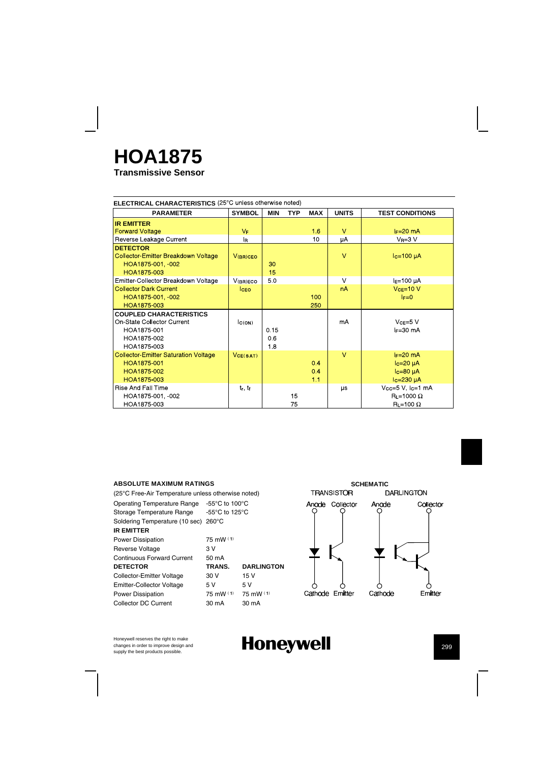# HOA1875

**Transmissive Sensor**

**ELECTRICAL CHARACTERISTICS** (25°C unless otherwise noted)

| PARAMETER | SYMBOL | MIN | TYP | MAX | UNITS | TEST CONDITIONS |
|---|---|---|---|---|---|---|
| **IR EMITTER** | | | | | | |
| Forward Voltage | $V_F$ | | | 1.6 | V | $I_F$=20 mA |
| Reverse Leakage Current | $I_R$ | | | 10 | µA | $V_R$=3 V |
| **DETECTOR** | | | | | | |
| Collector-Emitter Breakdown Voltage | $V_{(BR)CEO}$ | | | | V | $I_C$=100 µA |
| HOA1875-001, -002 | | 30 | | | | |
| HOA1875-003 | | 15 | | | | |
| Emitter-Collector Breakdown Voltage | $V_{(BR)ECO}$ | 5.0 | | | V | $I_E$=100 µA |
| Collector Dark Current | $I_{CEO}$ | | | | nA | $V_{CE}$=10 V |
| HOA1875-001, -002 | | | | 100 | | $I_F$=0 |
| HOA1875-003 | | | | 250 | | |
| **COUPLED CHARACTERISTICS** | | | | | | |
| On-State Collector Current | $I_{C(ON)}$ | | | | mA | $V_{CE}$=5 V |
| HOA1875-001 | | 0.15 | | | | $I_F$=30 mA |
| HOA1875-002 | | 0.6 | | | | |
| HOA1875-003 | | 1.8 | | | | |
| Collector-Emitter Saturation Voltage | $V_{CE(SAT)}$ | | | | V | $I_F$=20 mA |
| HOA1875-001 | | | | 0.4 | | $I_C$=20 µA |
| HOA1875-002 | | | | 0.4 | | $I_C$=80 µA |
| HOA1875-003 | | | | 1.1 | | $I_C$=230 µA |
| Rise And Fall Time | $t_r$, $t_f$ | | | | µs | $V_{CC}$=5 V, $I_C$=1 mA |
| HOA1875-001, -002 | | | 15 | | | $R_L$=1000 Ω |
| HOA1875-003 | | | 75 | | | $R_L$=100 Ω |

**ABSOLUTE MAXIMUM RATINGS**

(25°C Free-Air Temperature unless otherwise noted)

| | | |
|---|---|---|
| Operating Temperature Range | -55°C to 100°C | |
| Storage Temperature Range | -55°C to 125°C | |
| Soldering Temperature (10 sec) | 260°C | |
| **IR EMITTER** | | |
| Power Dissipation | 75 mW [1] | |
| Reverse Voltage | 3 V | |
| Continuous Forward Current | 50 mA | |
| **DETECTOR** | **TRANS.** | **DARLINGTON** |
| Collector-Emitter Voltage | 30 V | 15 V |
| Emitter-Collector Voltage | 5 V | 5 V |
| Power Dissipation | 75 mW [1] | 75 mW [1] |
| Collector DC Current | 30 mA | 30 mA |

**SCHEMATIC**

TRANSISTOR: Anode, Collector, Cathode, Emitter

DARLINGTON: Anode, Collector, Cathode, Emitter

Honeywell reserves the right to make changes in order to improve design and supply the best products possible.

**Honeywell**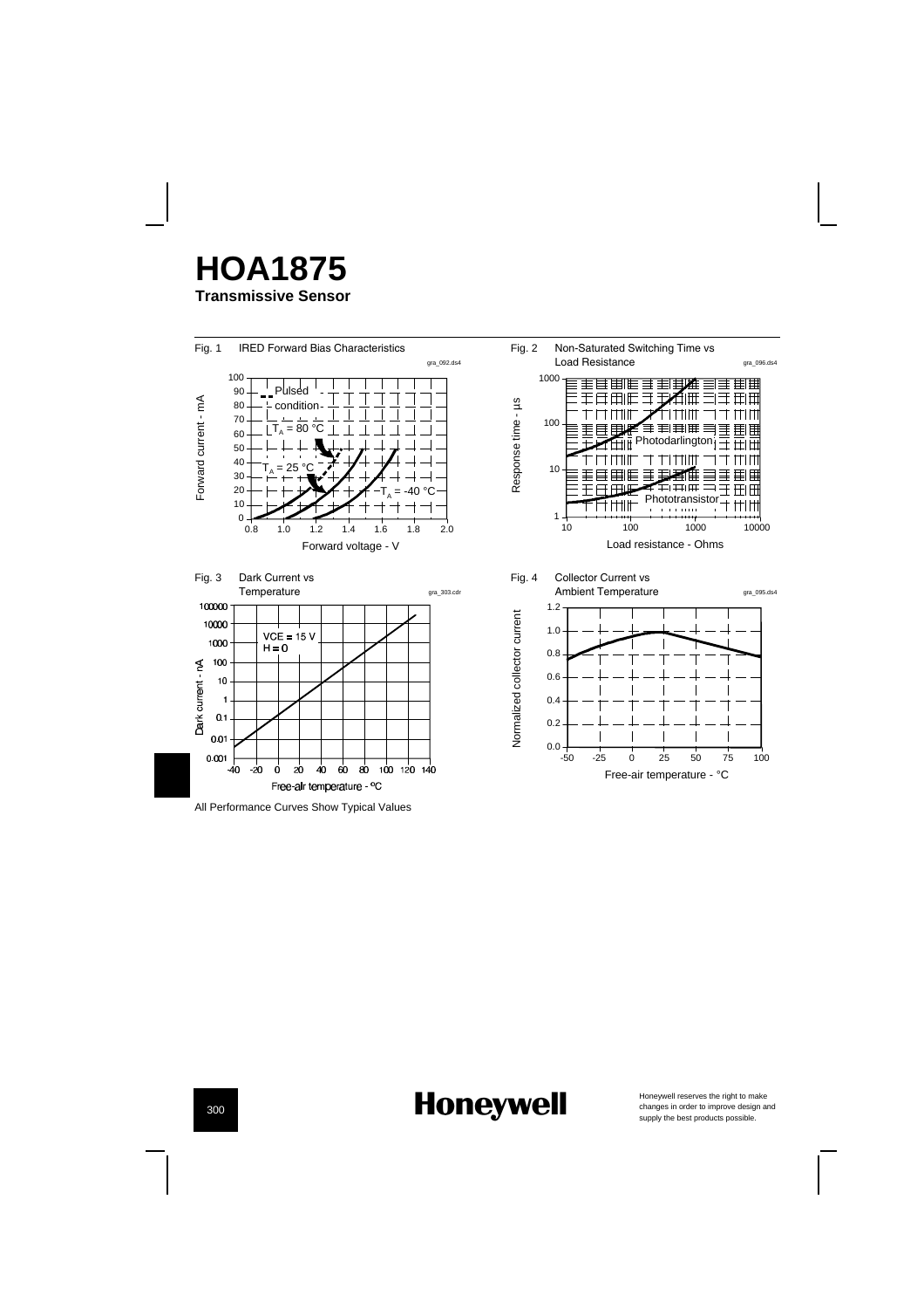# HOA1875

**Transmissive Sensor**

Fig. 1 IRED Forward Bias Characteristics

Fig. 2 Non-Saturated Switching Time vs Load Resistance

Fig. 3 Dark Current vs Temperature

Fig. 4 Collector Current vs Ambient Temperature

All Performance Curves Show Typical Values

Honeywell reserves the right to make changes in order to improve design and supply the best products possible.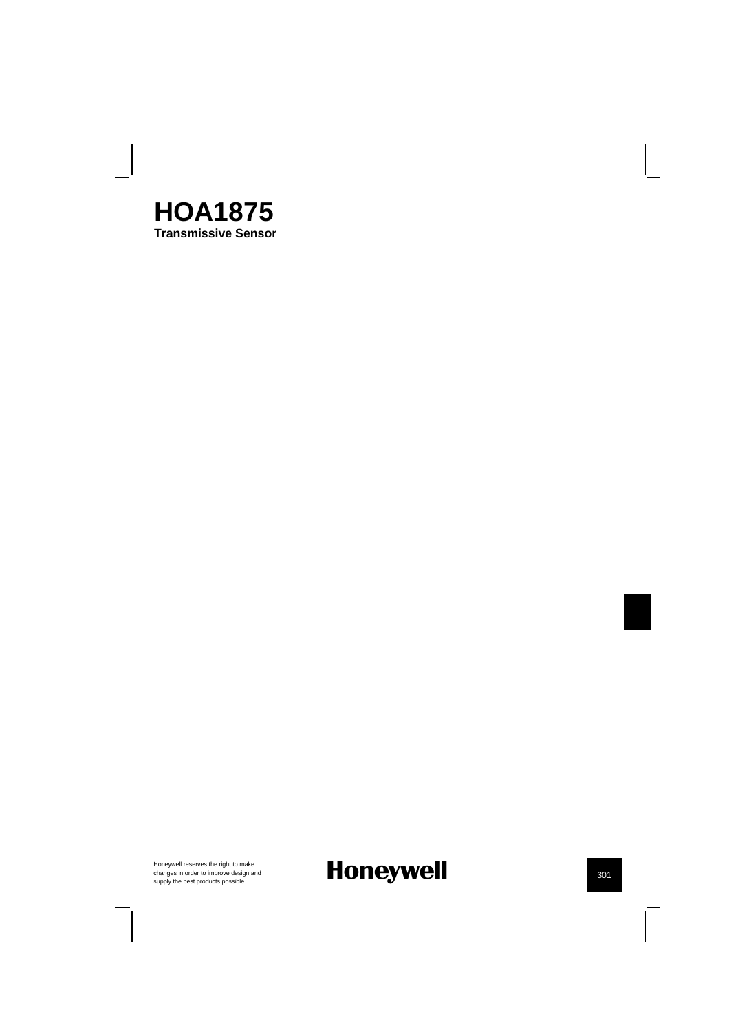# HOA1875

**Transmissive Sensor**

Honeywell reserves the right to make changes in order to improve design and supply the best products possible.

**Honeywell**